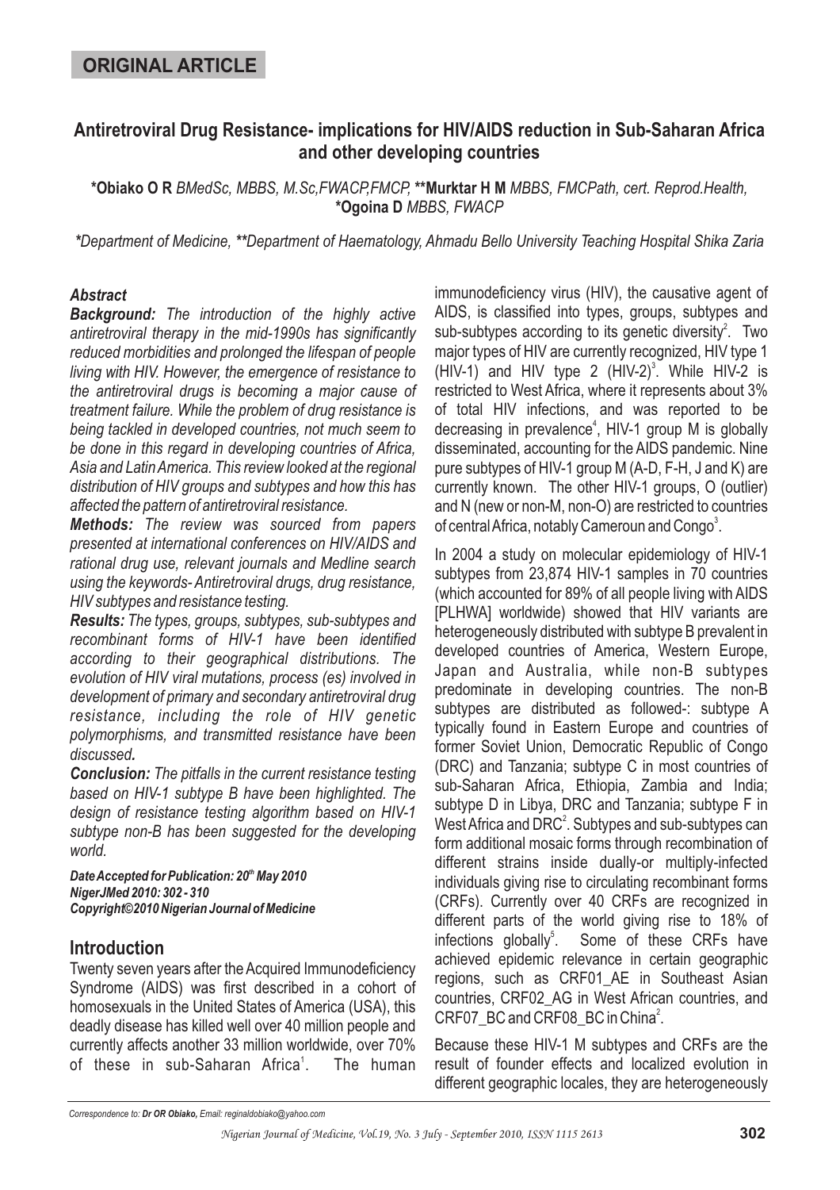**ORIGINAL ARTICLE**

# Antiretroviral Drug Resistance- implications for HIV/AIDS reduction in Sub-Saharan Africa and other developing countries

**\*Obiako O R** *BMedSc, MBBS, M.Sc,FWACP,FMCP,* **\*\*Murktar H M** *MBBS, FMCPath, cert. Reprod.Health,* **\*Ogoina D** *MBBS, FWACP*

*\*Department of Medicine, \*\*Department of Haematology, Ahmadu Bello University Teaching Hospital Shika Zaria*

### *Abstract*

***Background:*** *The introduction of the highly active antiretroviral therapy in the mid-1990s has significantly reduced morbidities and prolonged the lifespan of people living with HIV. However, the emergence of resistance to the antiretroviral drugs is becoming a major cause of treatment failure. While the problem of drug resistance is being tackled in developed countries, not much seem to be done in this regard in developing countries of Africa, Asia and Latin America. This review looked at the regional distribution of HIV groups and subtypes and how this has affected the pattern of antiretroviral resistance.*

***Methods:*** *The review was sourced from papers presented at international conferences on HIV/AIDS and rational drug use, relevant journals and Medline search using the keywords- Antiretroviral drugs, drug resistance, HIV subtypes and resistance testing.*

***Results:*** *The types, groups, subtypes, sub-subtypes and recombinant forms of HIV-1 have been identified according to their geographical distributions. The evolution of HIV viral mutations, process (es) involved in development of primary and secondary antiretroviral drug resistance, including the role of HIV genetic polymorphisms, and transmitted resistance have been discussed.*

***Conclusion:*** *The pitfalls in the current resistance testing based on HIV-1 subtype B have been highlighted. The design of resistance testing algorithm based on HIV-1 subtype non-B has been suggested for the developing world.*

***Date Accepted for Publication: 20th May 2010***
***NigerJMed 2010: 302 - 310***
***Copyright©2010 Nigerian Journal of Medicine***

## Introduction

Twenty seven years after the Acquired Immunodeficiency Syndrome (AIDS) was first described in a cohort of homosexuals in the United States of America (USA), this deadly disease has killed well over 40 million people and currently affects another 33 million worldwide, over 70% of these in sub-Saharan Africa[1]. The human immunodeficiency virus (HIV), the causative agent of AIDS, is classified into types, groups, subtypes and sub-subtypes according to its genetic diversity[2]. Two major types of HIV are currently recognized, HIV type 1 (HIV-1) and HIV type 2 (HIV-2)[3]. While HIV-2 is restricted to West Africa, where it represents about 3% of total HIV infections, and was reported to be decreasing in prevalence[4], HIV-1 group M is globally disseminated, accounting for the AIDS pandemic. Nine pure subtypes of HIV-1 group M (A-D, F-H, J and K) are currently known. The other HIV-1 groups, O (outlier) and N (new or non-M, non-O) are restricted to countries of central Africa, notably Cameroun and Congo[3].

In 2004 a study on molecular epidemiology of HIV-1 subtypes from 23,874 HIV-1 samples in 70 countries (which accounted for 89% of all people living with AIDS [PLHWA] worldwide) showed that HIV variants are heterogeneously distributed with subtype B prevalent in developed countries of America, Western Europe, Japan and Australia, while non-B subtypes predominate in developing countries. The non-B subtypes are distributed as followed-: subtype A typically found in Eastern Europe and countries of former Soviet Union, Democratic Republic of Congo (DRC) and Tanzania; subtype C in most countries of sub-Saharan Africa, Ethiopia, Zambia and India; subtype D in Libya, DRC and Tanzania; subtype F in West Africa and DRC[2]. Subtypes and sub-subtypes can form additional mosaic forms through recombination of different strains inside dually-or multiply-infected individuals giving rise to circulating recombinant forms (CRFs). Currently over 40 CRFs are recognized in different parts of the world giving rise to 18% of infections globally[5]. Some of these CRFs have achieved epidemic relevance in certain geographic regions, such as CRF01_AE in Southeast Asian countries, CRF02_AG in West African countries, and CRF07_BC and CRF08_BC in China[2].

Because these HIV-1 M subtypes and CRFs are the result of founder effects and localized evolution in different geographic locales, they are heterogeneously

*Correspondence to: **Dr OR Obiako,** Email: reginaldobiako@yahoo.com*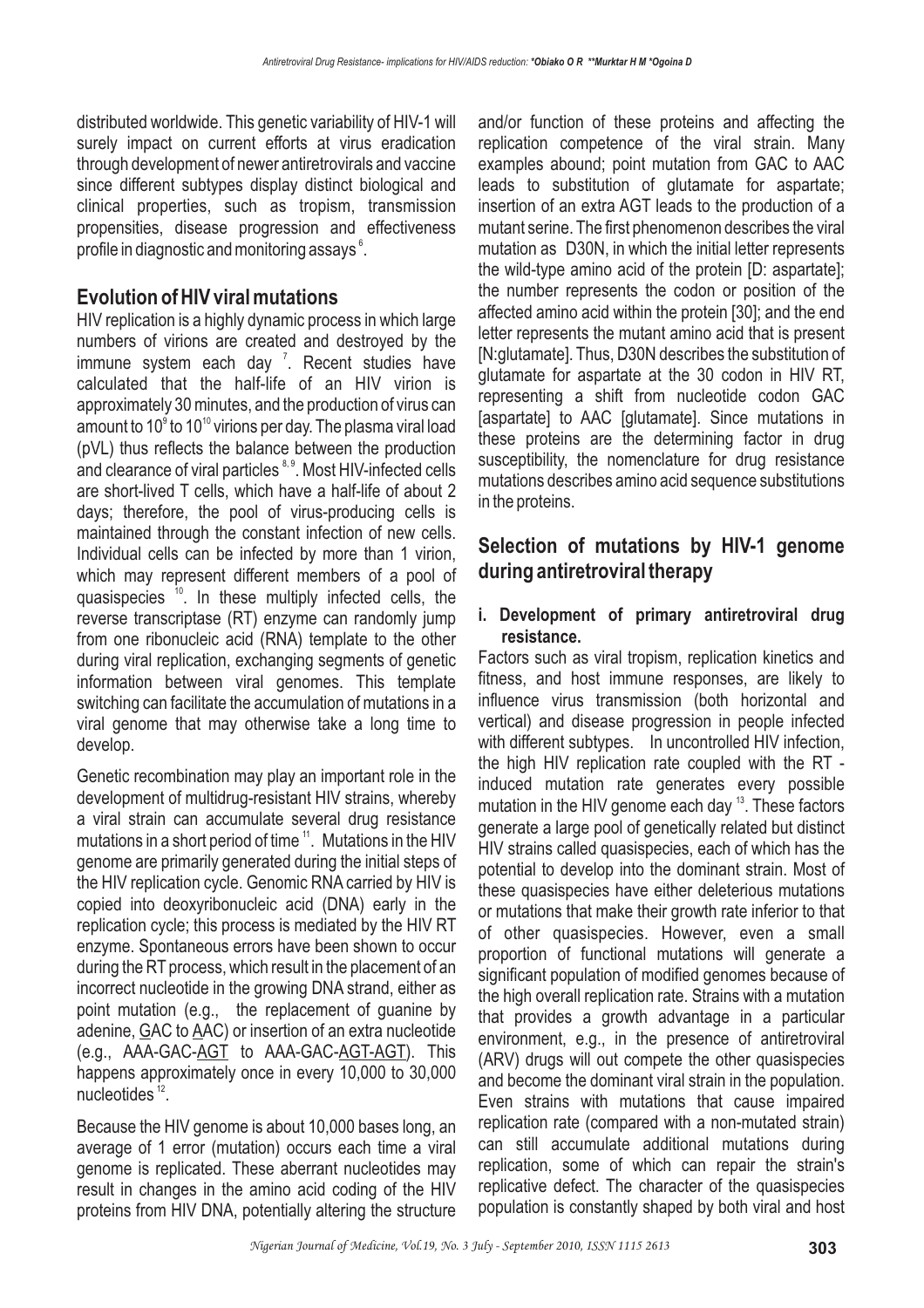distributed worldwide. This genetic variability of HIV-1 will surely impact on current efforts at virus eradication through development of newer antiretrovirals and vaccine since different subtypes display distinct biological and clinical properties, such as tropism, transmission propensities, disease progression and effectiveness profile in diagnostic and monitoring assays [6].

## Evolution of HIV viral mutations

HIV replication is a highly dynamic process in which large numbers of virions are created and destroyed by the immune system each day [7]. Recent studies have calculated that the half-life of an HIV virion is approximately 30 minutes, and the production of virus can amount to $10^9$ to $10^{10}$ virions per day. The plasma viral load (pVL) thus reflects the balance between the production and clearance of viral particles [8, 9]. Most HIV-infected cells are short-lived T cells, which have a half-life of about 2 days; therefore, the pool of virus-producing cells is maintained through the constant infection of new cells. Individual cells can be infected by more than 1 virion, which may represent different members of a pool of quasispecies [10]. In these multiply infected cells, the reverse transcriptase (RT) enzyme can randomly jump from one ribonucleic acid (RNA) template to the other during viral replication, exchanging segments of genetic information between viral genomes. This template switching can facilitate the accumulation of mutations in a viral genome that may otherwise take a long time to develop.

Genetic recombination may play an important role in the development of multidrug-resistant HIV strains, whereby a viral strain can accumulate several drug resistance mutations in a short period of time [11]. Mutations in the HIV genome are primarily generated during the initial steps of the HIV replication cycle. Genomic RNA carried by HIV is copied into deoxyribonucleic acid (DNA) early in the replication cycle; this process is mediated by the HIV RT enzyme. Spontaneous errors have been shown to occur during the RT process, which result in the placement of an incorrect nucleotide in the growing DNA strand, either as point mutation (e.g., the replacement of guanine by adenine, <u>G</u>AC to <u>A</u>AC) or insertion of an extra nucleotide (e.g., AAA-GAC-<u>AGT</u> to AAA-GAC-<u>AGT-AGT</u>). This happens approximately once in every 10,000 to 30,000 nucleotides [12].

Because the HIV genome is about 10,000 bases long, an average of 1 error (mutation) occurs each time a viral genome is replicated. These aberrant nucleotides may result in changes in the amino acid coding of the HIV proteins from HIV DNA, potentially altering the structure and/or function of these proteins and affecting the replication competence of the viral strain. Many examples abound; point mutation from GAC to AAC leads to substitution of glutamate for aspartate; insertion of an extra AGT leads to the production of a mutant serine. The first phenomenon describes the viral mutation as D30N, in which the initial letter represents the wild-type amino acid of the protein [D: aspartate]; the number represents the codon or position of the affected amino acid within the protein [30]; and the end letter represents the mutant amino acid that is present [N:glutamate]. Thus, D30N describes the substitution of glutamate for aspartate at the 30 codon in HIV RT, representing a shift from nucleotide codon GAC [aspartate] to AAC [glutamate]. Since mutations in these proteins are the determining factor in drug susceptibility, the nomenclature for drug resistance mutations describes amino acid sequence substitutions in the proteins.

## Selection of mutations by HIV-1 genome during antiretroviral therapy

### i. Development of primary antiretroviral drug resistance.

Factors such as viral tropism, replication kinetics and fitness, and host immune responses, are likely to influence virus transmission (both horizontal and vertical) and disease progression in people infected with different subtypes. In uncontrolled HIV infection, the high HIV replication rate coupled with the RT - induced mutation rate generates every possible mutation in the HIV genome each day [13]. These factors generate a large pool of genetically related but distinct HIV strains called quasispecies, each of which has the potential to develop into the dominant strain. Most of these quasispecies have either deleterious mutations or mutations that make their growth rate inferior to that of other quasispecies. However, even a small proportion of functional mutations will generate a significant population of modified genomes because of the high overall replication rate. Strains with a mutation that provides a growth advantage in a particular environment, e.g., in the presence of antiretroviral (ARV) drugs will out compete the other quasispecies and become the dominant viral strain in the population. Even strains with mutations that cause impaired replication rate (compared with a non-mutated strain) can still accumulate additional mutations during replication, some of which can repair the strain's replicative defect. The character of the quasispecies population is constantly shaped by both viral and host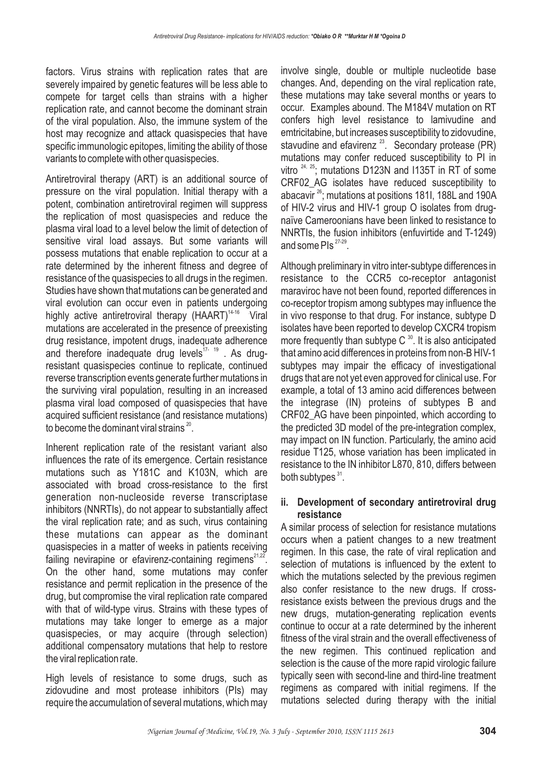factors. Virus strains with replication rates that are severely impaired by genetic features will be less able to compete for target cells than strains with a higher replication rate, and cannot become the dominant strain of the viral population. Also, the immune system of the host may recognize and attack quasispecies that have specific immunologic epitopes, limiting the ability of those variants to complete with other quasispecies.

Antiretroviral therapy (ART) is an additional source of pressure on the viral population. Initial therapy with a potent, combination antiretroviral regimen will suppress the replication of most quasispecies and reduce the plasma viral load to a level below the limit of detection of sensitive viral load assays. But some variants will possess mutations that enable replication to occur at a rate determined by the inherent fitness and degree of resistance of the quasispecies to all drugs in the regimen. Studies have shown that mutations can be generated and viral evolution can occur even in patients undergoing highly active antiretroviral therapy (HAART)[14-16]. Viral mutations are accelerated in the presence of preexisting drug resistance, impotent drugs, inadequate adherence and therefore inadequate drug levels[17-19]. As drug-resistant quasispecies continue to replicate, continued reverse transcription events generate further mutations in the surviving viral population, resulting in an increased plasma viral load composed of quasispecies that have acquired sufficient resistance (and resistance mutations) to become the dominant viral strains[20].

Inherent replication rate of the resistant variant also influences the rate of its emergence. Certain resistance mutations such as Y181C and K103N, which are associated with broad cross-resistance to the first generation non-nucleoside reverse transcriptase inhibitors (NNRTIs), do not appear to substantially affect the viral replication rate; and as such, virus containing these mutations can appear as the dominant quasispecies in a matter of weeks in patients receiving failing nevirapine or efavirenz-containing regimens[21,22]. On the other hand, some mutations may confer resistance and permit replication in the presence of the drug, but compromise the viral replication rate compared with that of wild-type virus. Strains with these types of mutations may take longer to emerge as a major quasispecies, or may acquire (through selection) additional compensatory mutations that help to restore the viral replication rate.

High levels of resistance to some drugs, such as zidovudine and most protease inhibitors (PIs) may require the accumulation of several mutations, which may involve single, double or multiple nucleotide base changes. And, depending on the viral replication rate, these mutations may take several months or years to occur. Examples abound. The M184V mutation on RT confers high level resistance to lamivudine and emtricitabine, but increases susceptibility to zidovudine, stavudine and efavirenz[23]. Secondary protease (PR) mutations may confer reduced susceptibility to PI in vitro[24, 25]; mutations D123N and I135T in RT of some CRF02_AG isolates have reduced susceptibility to abacavir[26]; mutations at positions 181I, 188L and 190A of HIV-2 virus and HIV-1 group O isolates from drug-naïve Cameroonians have been linked to resistance to NNRTIs, the fusion inhibitors (enfuvirtide and T-1249) and some PIs[27-29].

Although preliminary in vitro inter-subtype differences in resistance to the CCR5 co-receptor antagonist maraviroc have not been found, reported differences in co-receptor tropism among subtypes may influence the in vivo response to that drug. For instance, subtype D isolates have been reported to develop CXCR4 tropism more frequently than subtype C[30]. It is also anticipated that amino acid differences in proteins from non-B HIV-1 subtypes may impair the efficacy of investigational drugs that are not yet even approved for clinical use. For example, a total of 13 amino acid differences between the integrase (IN) proteins of subtypes B and CRF02_AG have been pinpointed, which according to the predicted 3D model of the pre-integration complex, may impact on IN function. Particularly, the amino acid residue T125, whose variation has been implicated in resistance to the IN inhibitor L870, 810, differs between both subtypes[31].

## ii. Development of secondary antiretroviral drug resistance

A similar process of selection for resistance mutations occurs when a patient changes to a new treatment regimen. In this case, the rate of viral replication and selection of mutations is influenced by the extent to which the mutations selected by the previous regimen also confer resistance to the new drugs. If cross-resistance exists between the previous drugs and the new drugs, mutation-generating replication events continue to occur at a rate determined by the inherent fitness of the viral strain and the overall effectiveness of the new regimen. This continued replication and selection is the cause of the more rapid virologic failure typically seen with second-line and third-line treatment regimens as compared with initial regimens. If the mutations selected during therapy with the initial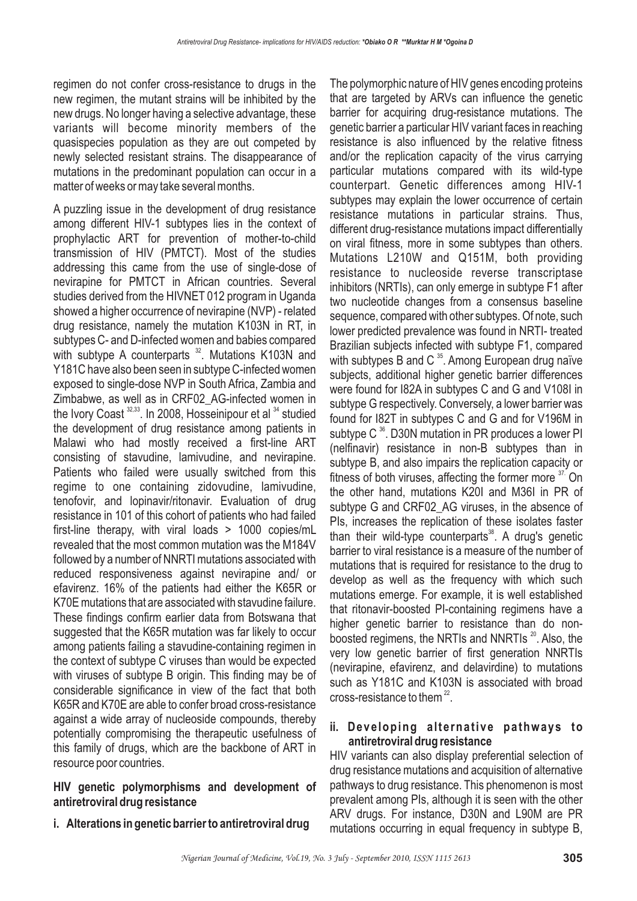regimen do not confer cross-resistance to drugs in the new regimen, the mutant strains will be inhibited by the new drugs. No longer having a selective advantage, these variants will become minority members of the quasispecies population as they are out competed by newly selected resistant strains. The disappearance of mutations in the predominant population can occur in a matter of weeks or may take several months.

A puzzling issue in the development of drug resistance among different HIV-1 subtypes lies in the context of prophylactic ART for prevention of mother-to-child transmission of HIV (PMTCT). Most of the studies addressing this came from the use of single-dose of nevirapine for PMTCT in African countries. Several studies derived from the HIVNET 012 program in Uganda showed a higher occurrence of nevirapine (NVP) - related drug resistance, namely the mutation K103N in RT, in subtypes C- and D-infected women and babies compared with subtype A counterparts [32]. Mutations K103N and Y181C have also been seen in subtype C-infected women exposed to single-dose NVP in South Africa, Zambia and Zimbabwe, as well as in CRF02_AG-infected women in the Ivory Coast [32,33]. In 2008, Hosseinipour et al [34] studied the development of drug resistance among patients in Malawi who had mostly received a first-line ART consisting of stavudine, lamivudine, and nevirapine. Patients who failed were usually switched from this regime to one containing zidovudine, lamivudine, tenofovir, and lopinavir/ritonavir. Evaluation of drug resistance in 101 of this cohort of patients who had failed first-line therapy, with viral loads > 1000 copies/mL revealed that the most common mutation was the M184V followed by a number of NNRTI mutations associated with reduced responsiveness against nevirapine and/ or efavirenz. 16% of the patients had either the K65R or K70E mutations that are associated with stavudine failure. These findings confirm earlier data from Botswana that suggested that the K65R mutation was far likely to occur among patients failing a stavudine-containing regimen in the context of subtype C viruses than would be expected with viruses of subtype B origin. This finding may be of considerable significance in view of the fact that both K65R and K70E are able to confer broad cross-resistance against a wide array of nucleoside compounds, thereby potentially compromising the therapeutic usefulness of this family of drugs, which are the backbone of ART in resource poor countries.

## HIV genetic polymorphisms and development of antiretroviral drug resistance

### i. Alterations in genetic barrier to antiretroviral drug

The polymorphic nature of HIV genes encoding proteins that are targeted by ARVs can influence the genetic barrier for acquiring drug-resistance mutations. The genetic barrier a particular HIV variant faces in reaching resistance is also influenced by the relative fitness and/or the replication capacity of the virus carrying particular mutations compared with its wild-type counterpart. Genetic differences among HIV-1 subtypes may explain the lower occurrence of certain resistance mutations in particular strains. Thus, different drug-resistance mutations impact differentially on viral fitness, more in some subtypes than others. Mutations L210W and Q151M, both providing resistance to nucleoside reverse transcriptase inhibitors (NRTIs), can only emerge in subtype F1 after two nucleotide changes from a consensus baseline sequence, compared with other subtypes. Of note, such lower predicted prevalence was found in NRTI- treated Brazilian subjects infected with subtype F1, compared with subtypes B and C [35]. Among European drug naïve subjects, additional higher genetic barrier differences were found for I82A in subtypes C and G and V108I in subtype G respectively. Conversely, a lower barrier was found for I82T in subtypes C and G and for V196M in subtype C [36]. D30N mutation in PR produces a lower PI (nelfinavir) resistance in non-B subtypes than in subtype B, and also impairs the replication capacity or fitness of both viruses, affecting the former more [37]. On the other hand, mutations K20I and M36I in PR of subtype G and CRF02_AG viruses, in the absence of PIs, increases the replication of these isolates faster than their wild-type counterparts[38]. A drug's genetic barrier to viral resistance is a measure of the number of mutations that is required for resistance to the drug to develop as well as the frequency with which such mutations emerge. For example, it is well established that ritonavir-boosted PI-containing regimens have a higher genetic barrier to resistance than do non-boosted regimens, the NRTIs and NNRTIs [20]. Also, the very low genetic barrier of first generation NNRTIs (nevirapine, efavirenz, and delavirdine) to mutations such as Y181C and K103N is associated with broad cross-resistance to them [22].

### ii. Developing alternative pathways to antiretroviral drug resistance

HIV variants can also display preferential selection of drug resistance mutations and acquisition of alternative pathways to drug resistance. This phenomenon is most prevalent among PIs, although it is seen with the other ARV drugs. For instance, D30N and L90M are PR mutations occurring in equal frequency in subtype B,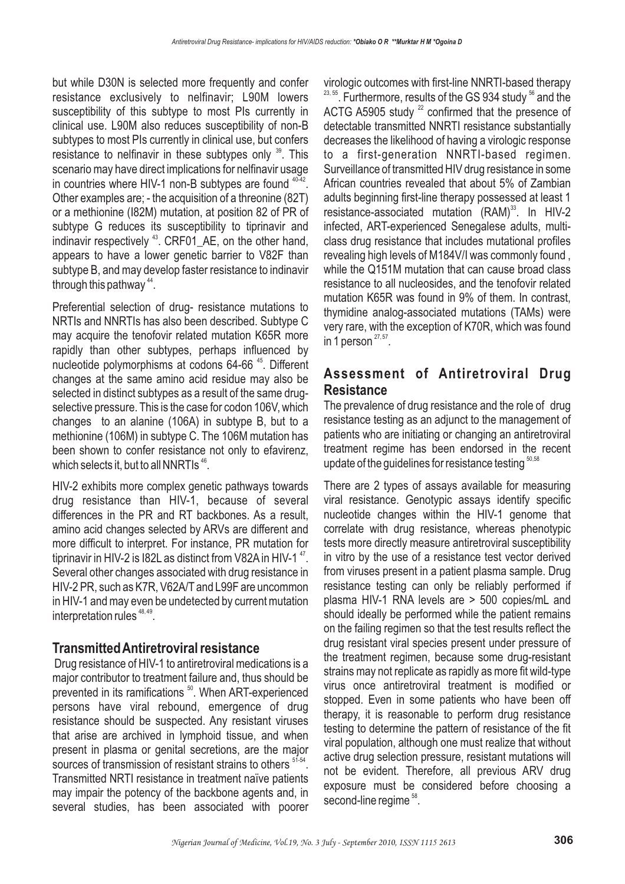but while D30N is selected more frequently and confer resistance exclusively to nelfinavir; L90M lowers susceptibility of this subtype to most PIs currently in clinical use. L90M also reduces susceptibility of non-B subtypes to most PIs currently in clinical use, but confers resistance to nelfinavir in these subtypes only [39]. This scenario may have direct implications for nelfinavir usage in countries where HIV-1 non-B subtypes are found [40-42]. Other examples are; - the acquisition of a threonine (82T) or a methionine (I82M) mutation, at position 82 of PR of subtype G reduces its susceptibility to tiprinavir and indinavir respectively [43]. CRF01_AE, on the other hand, appears to have a lower genetic barrier to V82F than subtype B, and may develop faster resistance to indinavir through this pathway [44].

Preferential selection of drug- resistance mutations to NRTIs and NNRTIs has also been described. Subtype C may acquire the tenofovir related mutation K65R more rapidly than other subtypes, perhaps influenced by nucleotide polymorphisms at codons 64-66 [45]. Different changes at the same amino acid residue may also be selected in distinct subtypes as a result of the same drug-selective pressure. This is the case for codon 106V, which changes to an alanine (106A) in subtype B, but to a methionine (106M) in subtype C. The 106M mutation has been shown to confer resistance not only to efavirenz, which selects it, but to all NNRTIs [46].

HIV-2 exhibits more complex genetic pathways towards drug resistance than HIV-1, because of several differences in the PR and RT backbones. As a result, amino acid changes selected by ARVs are different and more difficult to interpret. For instance, PR mutation for tiprinavir in HIV-2 is I82L as distinct from V82A in HIV-1 [47]. Several other changes associated with drug resistance in HIV-2 PR, such as K7R, V62A/T and L99F are uncommon in HIV-1 and may even be undetected by current mutation interpretation rules [48,49].

## Transmitted Antiretroviral resistance

Drug resistance of HIV-1 to antiretroviral medications is a major contributor to treatment failure and, thus should be prevented in its ramifications [50]. When ART-experienced persons have viral rebound, emergence of drug resistance should be suspected. Any resistant viruses that arise are archived in lymphoid tissue, and when present in plasma or genital secretions, are the major sources of transmission of resistant strains to others [51-54]. Transmitted NRTI resistance in treatment naïve patients may impair the potency of the backbone agents and, in several studies, has been associated with poorer virologic outcomes with first-line NNRTI-based therapy [23,55]. Furthermore, results of the GS 934 study [56] and the ACTG A5905 study [22] confirmed that the presence of detectable transmitted NNRTI resistance substantially decreases the likelihood of having a virologic response to a first-generation NNRTI-based regimen. Surveillance of transmitted HIV drug resistance in some African countries revealed that about 5% of Zambian adults beginning first-line therapy possessed at least 1 resistance-associated mutation (RAM)[33]. In HIV-2 infected, ART-experienced Senegalese adults, multi-class drug resistance that includes mutational profiles revealing high levels of M184V/I was commonly found , while the Q151M mutation that can cause broad class resistance to all nucleosides, and the tenofovir related mutation K65R was found in 9% of them. In contrast, thymidine analog-associated mutations (TAMs) were very rare, with the exception of K70R, which was found in 1 person [27,57].

## Assessment of Antiretroviral Drug Resistance

The prevalence of drug resistance and the role of drug resistance testing as an adjunct to the management of patients who are initiating or changing an antiretroviral treatment regime has been endorsed in the recent update of the guidelines for resistance testing [50,58]

There are 2 types of assays available for measuring viral resistance. Genotypic assays identify specific nucleotide changes within the HIV-1 genome that correlate with drug resistance, whereas phenotypic tests more directly measure antiretroviral susceptibility in vitro by the use of a resistance test vector derived from viruses present in a patient plasma sample. Drug resistance testing can only be reliably performed if plasma HIV-1 RNA levels are > 500 copies/mL and should ideally be performed while the patient remains on the failing regimen so that the test results reflect the drug resistant viral species present under pressure of the treatment regimen, because some drug-resistant strains may not replicate as rapidly as more fit wild-type virus once antiretroviral treatment is modified or stopped. Even in some patients who have been off therapy, it is reasonable to perform drug resistance testing to determine the pattern of resistance of the fit viral population, although one must realize that without active drug selection pressure, resistant mutations will not be evident. Therefore, all previous ARV drug exposure must be considered before choosing a second-line regime [58].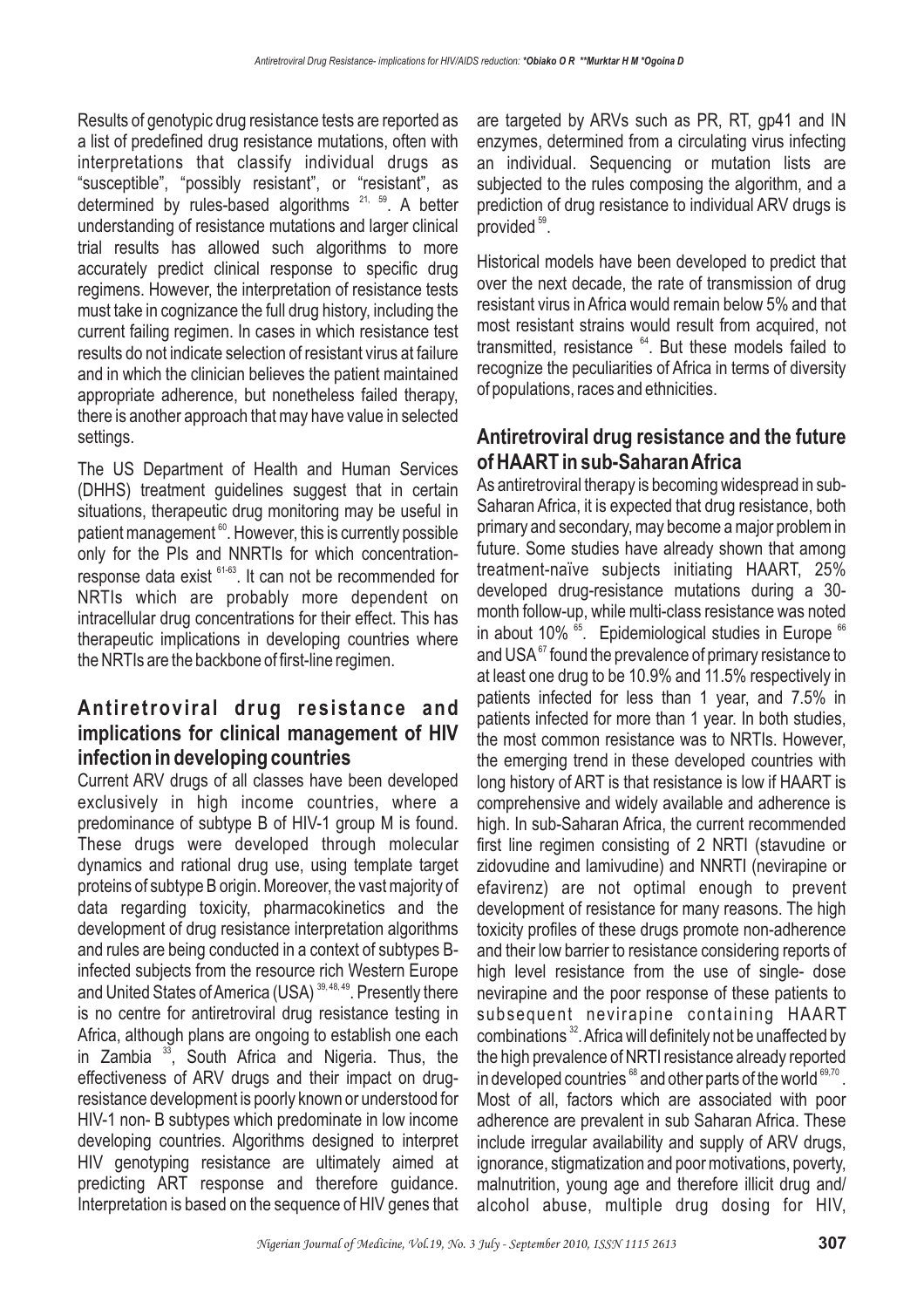Results of genotypic drug resistance tests are reported as a list of predefined drug resistance mutations, often with interpretations that classify individual drugs as "susceptible", "possibly resistant", or "resistant", as determined by rules-based algorithms [21, 59]. A better understanding of resistance mutations and larger clinical trial results has allowed such algorithms to more accurately predict clinical response to specific drug regimens. However, the interpretation of resistance tests must take in cognizance the full drug history, including the current failing regimen. In cases in which resistance test results do not indicate selection of resistant virus at failure and in which the clinician believes the patient maintained appropriate adherence, but nonetheless failed therapy, there is another approach that may have value in selected settings.

The US Department of Health and Human Services (DHHS) treatment guidelines suggest that in certain situations, therapeutic drug monitoring may be useful in patient management [60]. However, this is currently possible only for the PIs and NNRTIs for which concentration-response data exist [61-63]. It can not be recommended for NRTIs which are probably more dependent on intracellular drug concentrations for their effect. This has therapeutic implications in developing countries where the NRTIs are the backbone of first-line regimen.

## Antiretroviral drug resistance and implications for clinical management of HIV infection in developing countries

Current ARV drugs of all classes have been developed exclusively in high income countries, where a predominance of subtype B of HIV-1 group M is found. These drugs were developed through molecular dynamics and rational drug use, using template target proteins of subtype B origin. Moreover, the vast majority of data regarding toxicity, pharmacokinetics and the development of drug resistance interpretation algorithms and rules are being conducted in a context of subtypes B-infected subjects from the resource rich Western Europe and United States of America (USA) [39, 48, 49]. Presently there is no centre for antiretroviral drug resistance testing in Africa, although plans are ongoing to establish one each in Zambia [33], South Africa and Nigeria. Thus, the effectiveness of ARV drugs and their impact on drug-resistance development is poorly known or understood for HIV-1 non- B subtypes which predominate in low income developing countries. Algorithms designed to interpret HIV genotyping resistance are ultimately aimed at predicting ART response and therefore guidance. Interpretation is based on the sequence of HIV genes that are targeted by ARVs such as PR, RT, gp41 and IN enzymes, determined from a circulating virus infecting an individual. Sequencing or mutation lists are subjected to the rules composing the algorithm, and a prediction of drug resistance to individual ARV drugs is provided [59].

Historical models have been developed to predict that over the next decade, the rate of transmission of drug resistant virus in Africa would remain below 5% and that most resistant strains would result from acquired, not transmitted, resistance [64]. But these models failed to recognize the peculiarities of Africa in terms of diversity of populations, races and ethnicities.

## Antiretroviral drug resistance and the future of HAART in sub-Saharan Africa

As antiretroviral therapy is becoming widespread in sub-Saharan Africa, it is expected that drug resistance, both primary and secondary, may become a major problem in future. Some studies have already shown that among treatment-naïve subjects initiating HAART, 25% developed drug-resistance mutations during a 30-month follow-up, while multi-class resistance was noted in about 10% [65]. Epidemiological studies in Europe [66] and USA [67] found the prevalence of primary resistance to at least one drug to be 10.9% and 11.5% respectively in patients infected for less than 1 year, and 7.5% in patients infected for more than 1 year. In both studies, the most common resistance was to NRTIs. However, the emerging trend in these developed countries with long history of ART is that resistance is low if HAART is comprehensive and widely available and adherence is high. In sub-Saharan Africa, the current recommended first line regimen consisting of 2 NRTI (stavudine or zidovudine and lamivudine) and NNRTI (nevirapine or efavirenz) are not optimal enough to prevent development of resistance for many reasons. The high toxicity profiles of these drugs promote non-adherence and their low barrier to resistance considering reports of high level resistance from the use of single- dose nevirapine and the poor response of these patients to subsequent nevirapine containing HAART combinations [32]. Africa will definitely not be unaffected by the high prevalence of NRTI resistance already reported in developed countries [68] and other parts of the world [69,70]. Most of all, factors which are associated with poor adherence are prevalent in sub Saharan Africa. These include irregular availability and supply of ARV drugs, ignorance, stigmatization and poor motivations, poverty, malnutrition, young age and therefore illicit drug and/ alcohol abuse, multiple drug dosing for HIV,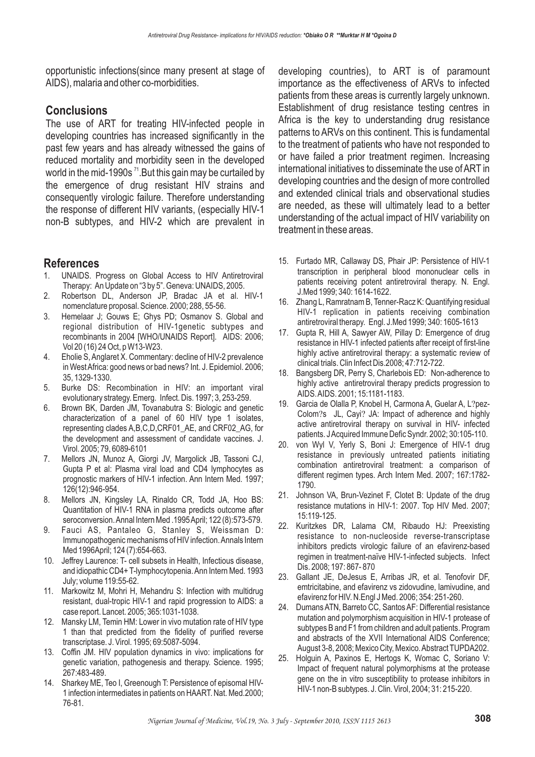opportunistic infections(since many present at stage of AIDS), malaria and other co-morbidities.

## Conclusions

The use of ART for treating HIV-infected people in developing countries has increased significantly in the past few years and has already witnessed the gains of reduced mortality and morbidity seen in the developed world in the mid-1990s [71].But this gain may be curtailed by the emergence of drug resistant HIV strains and consequently virologic failure. Therefore understanding the response of different HIV variants, (especially HIV-1 non-B subtypes, and HIV-2 which are prevalent in developing countries), to ART is of paramount importance as the effectiveness of ARVs to infected patients from these areas is currently largely unknown. Establishment of drug resistance testing centres in Africa is the key to understanding drug resistance patterns to ARVs on this continent. This is fundamental to the treatment of patients who have not responded to or have failed a prior treatment regimen. Increasing international initiatives to disseminate the use of ART in developing countries and the design of more controlled and extended clinical trials and observational studies are needed, as these will ultimately lead to a better understanding of the actual impact of HIV variability on treatment in these areas.

## References

1. UNAIDS. Progress on Global Access to HIV Antiretroviral Therapy: An Update on "3 by 5". Geneva: UNAIDS, 2005.
2. Robertson DL, Anderson JP, Bradac JA et al. HIV-1 nomenclature proposal. Science. 2000; 288, 55-56.
3. Hemelaar J; Gouws E; Ghys PD; Osmanov S. Global and regional distribution of HIV-1genetic subtypes and recombinants in 2004 [WHO/UNAIDS Report]. AIDS: 2006; Vol 20 (16) 24 Oct, p W13-W23.
4. Eholie S, Anglaret X. Commentary: decline of HIV-2 prevalence in West Africa: good news or bad news? Int. J. Epidemiol. 2006; 35, 1329-1330.
5. Burke DS: Recombination in HIV: an important viral evolutionary strategy. Emerg. Infect. Dis. 1997; 3, 253-259.
6. Brown BK, Darden JM, Tovanabutra S: Biologic and genetic characterization of a panel of 60 HIV type 1 isolates, representing clades A,B,C,D,CRF01_AE, and CRF02_AG, for the development and assessment of candidate vaccines. J. Virol. 2005; 79, 6089-6101
7. Mellors JN, Munoz A, Giorgi JV, Margolick JB, Tassoni CJ, Gupta P et al: Plasma viral load and CD4 lymphocytes as prognostic markers of HIV-1 infection. Ann Intern Med. 1997; 126(12):946-954.
8. Mellors JN, Kingsley LA, Rinaldo CR, Todd JA, Hoo BS: Quantitation of HIV-1 RNA in plasma predicts outcome after seroconversion. Annal Intern Med .1995 April; 122 (8):573-579.
9. Fauci AS, Pantaleo G, Stanley S, Weissman D: Immunopathogenic mechanisms of HIV infection. Annals Intern Med 1996April; 124 (7):654-663.
10. Jeffrey Laurence: T- cell subsets in Health, Infectious disease, and idiopathic CD4+ T-lymphocytopenia. Ann Intern Med. 1993 July; volume 119:55-62.
11. Markowitz M, Mohri H, Mehandru S: Infection with multidrug resistant, dual-tropic HIV-1 and rapid progression to AIDS: a case report. Lancet. 2005; 365:1031-1038.
12. Mansky LM, Temin HM: Lower in vivo mutation rate of HIV type 1 than that predicted from the fidelity of purified reverse transcriptase. J. Virol. 1995; 69:5087-5094.
13. Coffin JM. HIV population dynamics in vivo: implications for genetic variation, pathogenesis and therapy. Science. 1995; 267:483-489.
14. Sharkey ME, Teo I, Greenough T: Persistence of episomal HIV-1 infection intermediates in patients on HAART. Nat. Med.2000; 76-81.
15. Furtado MR, Callaway DS, Phair JP: Persistence of HIV-1 transcription in peripheral blood mononuclear cells in patients receiving potent antiretroviral therapy. N. Engl. J.Med 1999; 340: 1614-1622.
16. Zhang L, Ramratnam B, Tenner-Racz K: Quantifying residual HIV-1 replication in patients receiving combination antiretroviral therapy. Engl. J.Med 1999; 340: 1605-1613
17. Gupta R, Hill A, Sawyer AW, Pillay D: Emergence of drug resistance in HIV-1 infected patients after receipt of first-line highly active antiretroviral therapy: a systematic review of clinical trials. Clin Infect Dis.2008; 47:712-722.
18. Bangsberg DR, Perry S, Charlebois ED: Non-adherence to highly active antiretroviral therapy predicts progression to AIDS. AIDS. 2001; 15:1181-1183.
19. Garcia de Olalla P, Knobel H, Carmona A, Guelar A, L?pez-Colom?s JL, Cayi? JA: Impact of adherence and highly active antiretroviral therapy on survival in HIV- infected patients. J Acquired Immune Defic Syndr. 2002; 30:105-110.
20. von Wyl V, Yerly S, Boni J: Emergence of HIV-1 drug resistance in previously untreated patients initiating combination antiretroviral treatment: a comparison of different regimen types. Arch Intern Med. 2007; 167:1782-1790.
21. Johnson VA, Brun-Vezinet F, Clotet B: Update of the drug resistance mutations in HIV-1: 2007. Top HIV Med. 2007; 15:119-125.
22. Kuritzkes DR, Lalama CM, Ribaudo HJ: Preexisting resistance to non-nucleoside reverse-transcriptase inhibitors predicts virologic failure of an efavirenz-based regimen in treatment-naïve HIV-1-infected subjects. Infect Dis. 2008; 197: 867- 870
23. Gallant JE, DeJesus E, Arribas JR, et al. Tenofovir DF, emtricitabine, and efavirenz vs zidovudine, lamivudine, and efavirenz for HIV. N.Engl J Med. 2006; 354: 251-260.
24. Dumans ATN, Barreto CC, Santos AF: Differential resistance mutation and polymorphism acquisition in HIV-1 protease of subtypes B and F1 from children and adult patients. Program and abstracts of the XVII International AIDS Conference; August 3-8, 2008; Mexico City, Mexico. Abstract TUPDA202.
25. Holguin A, Paxinos E, Hertogs K, Womac C, Soriano V: Impact of frequent natural polymorphisms at the protease gene on the in vitro susceptibility to protease inhibitors in HIV-1 non-B subtypes. J. Clin. Virol, 2004; 31: 215-220.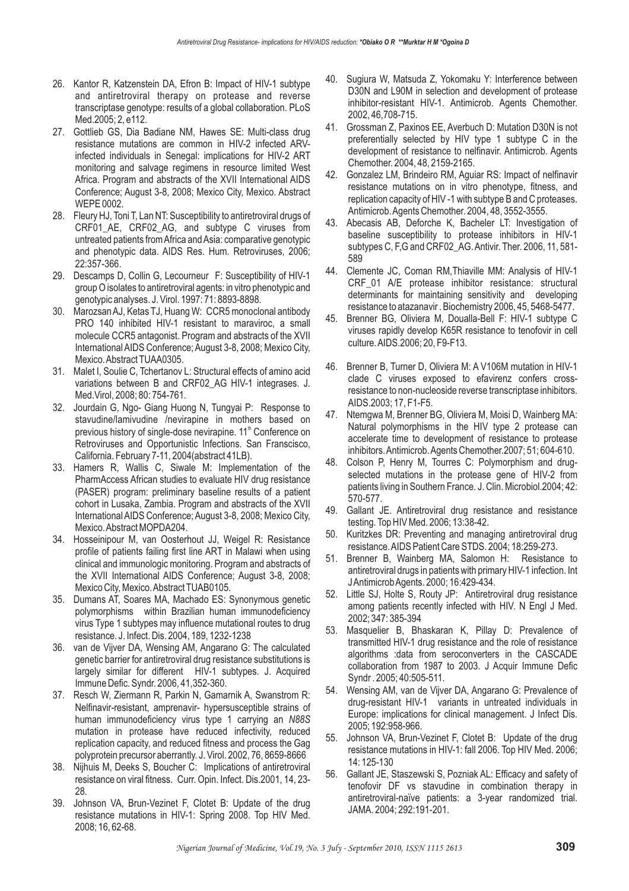26. Kantor R, Katzenstein DA, Efron B: Impact of HIV-1 subtype and antiretroviral therapy on protease and reverse transcriptase genotype: results of a global collaboration. PLoS Med.2005; 2, e112.
27. Gottlieb GS, Dia Badiane NM, Hawes SE: Multi-class drug resistance mutations are common in HIV-2 infected ARV-infected individuals in Senegal: implications for HIV-2 ART monitoring and salvage regimens in resource limited West Africa. Program and abstracts of the XVII International AIDS Conference; August 3-8, 2008; Mexico City, Mexico. Abstract WEPE 0002.
28. Fleury HJ, Toni T, Lan NT: Susceptibility to antiretroviral drugs of CRF01_AE, CRF02_AG, and subtype C viruses from untreated patients from Africa and Asia: comparative genotypic and phenotypic data. AIDS Res. Hum. Retroviruses, 2006; 22:357-366.
29. Descamps D, Collin G, Lecourneur F: Susceptibility of HIV-1 group O isolates to antiretroviral agents: in vitro phenotypic and genotypic analyses. J. Virol. 1997: 71: 8893-8898.
30. Marozsan AJ, Ketas TJ, Huang W: CCR5 monoclonal antibody PRO 140 inhibited HIV-1 resistant to maraviroc, a small molecule CCR5 antagonist. Program and abstracts of the XVII International AIDS Conference; August 3-8, 2008; Mexico City, Mexico. Abstract TUAA0305.
31. Malet I, Soulie C, Tchertanov L: Structural effects of amino acid variations between B and CRF02_AG HIV-1 integrases. J. Med.Virol, 2008; 80: 754-761.
32. Jourdain G, Ngo- Giang Huong N, Tungyai P: Response to stavudine/lamivudine /nevirapine in mothers based on previous history of single-dose nevirapine. 11th Conference on Retroviruses and Opportunistic Infections. San Franscisco, California. February 7-11, 2004(abstract 41LB).
33. Hamers R, Wallis C, Siwale M: Implementation of the PharmAccess African studies to evaluate HIV drug resistance (PASER) program: preliminary baseline results of a patient cohort in Lusaka, Zambia. Program and abstracts of the XVII International AIDS Conference; August 3-8, 2008; Mexico City, Mexico. Abstract MOPDA204.
34. Hosseinipour M, van Oosterhout JJ, Weigel R: Resistance profile of patients failing first line ART in Malawi when using clinical and immunologic monitoring. Program and abstracts of the XVII International AIDS Conference; August 3-8, 2008; Mexico City, Mexico. Abstract TUAB0105.
35. Dumans AT, Soares MA, Machado ES: Synonymous genetic polymorphisms within Brazilian human immunodeficiency virus Type 1 subtypes may influence mutational routes to drug resistance. J. Infect. Dis. 2004, 189, 1232-1238
36. van de Vijver DA, Wensing AM, Angarano G: The calculated genetic barrier for antiretroviral drug resistance substitutions is largely similar for different HIV-1 subtypes. J. Acquired Immune Defic. Syndr. 2006, 41,352-360.
37. Resch W, Ziermann R, Parkin N, Gamarnik A, Swanstrom R: Nelfinavir-resistant, amprenavir- hypersusceptible strains of human immunodeficiency virus type 1 carrying an *N88S* mutation in protease have reduced infectivity, reduced replication capacity, and reduced fitness and process the Gag polyprotein precursor aberrantly. J. Virol. 2002, 76, 8659-8666
38. Nijhuis M, Deeks S, Boucher C: Implications of antiretroviral resistance on viral fitness. Curr. Opin. Infect. Dis.2001, 14, 23-28.
39. Johnson VA, Brun-Vezinet F, Clotet B: Update of the drug resistance mutations in HIV-1: Spring 2008. Top HIV Med. 2008; 16, 62-68.
40. Sugiura W, Matsuda Z, Yokomaku Y: Interference between D30N and L90M in selection and development of protease inhibitor-resistant HIV-1. Antimicrob. Agents Chemother. 2002, 46,708-715.
41. Grossman Z, Paxinos EE, Averbuch D: Mutation D30N is not preferentially selected by HIV type 1 subtype C in the development of resistance to nelfinavir. Antimicrob. Agents Chemother. 2004, 48, 2159-2165.
42. Gonzalez LM, Brindeiro RM, Aguiar RS: Impact of nelfinavir resistance mutations on in vitro phenotype, fitness, and replication capacity of HIV -1 with subtype B and C proteases. Antimicrob. Agents Chemother. 2004, 48, 3552-3555.
43. Abecasis AB, Deforche K, Bacheler LT: Investigation of baseline susceptibility to protease inhibitors in HIV-1 subtypes C, F,G and CRF02_AG. Antivir. Ther. 2006, 11, 581-589
44. Clemente JC, Coman RM,Thiaville MM: Analysis of HIV-1 CRF_01 A/E protease inhibitor resistance: structural determinants for maintaining sensitivity and developing resistance to atazanavir . Biochemistry 2006, 45, 5468-5477.
45. Brenner BG, Oliviera M, Doualla-Bell F: HIV-1 subtype C viruses rapidly develop K65R resistance to tenofovir in cell culture. AIDS.2006; 20, F9-F13.
46. Brenner B, Turner D, Oliviera M: A V106M mutation in HIV-1 clade C viruses exposed to efavirenz confers cross-resistance to non-nucleoside reverse transcriptase inhibitors. AIDS.2003; 17, F1-F5.
47. Ntemgwa M, Brenner BG, Oliviera M, Moisi D, Wainberg MA: Natural polymorphisms in the HIV type 2 protease can accelerate time to development of resistance to protease inhibitors. Antimicrob. Agents Chemother.2007; 51; 604-610.
48. Colson P, Henry M, Tourres C: Polymorphism and drug-selected mutations in the protease gene of HIV-2 from patients living in Southern France. J. Clin. Microbiol.2004; 42: 570-577.
49. Gallant JE. Antiretroviral drug resistance and resistance testing. Top HIV Med. 2006; 13:38-42.
50. Kuritzkes DR: Preventing and managing antiretroviral drug resistance. AIDS Patient Care STDS. 2004; 18:259-273.
51. Brenner B, Wainberg MA, Salomon H: Resistance to antiretroviral drugs in patients with primary HIV-1 infection. Int J Antimicrob Agents. 2000; 16:429-434.
52. Little SJ, Holte S, Routy JP: Antiretroviral drug resistance among patients recently infected with HIV. N Engl J Med. 2002; 347: 385-394
53. Masquelier B, Bhaskaran K, Pillay D: Prevalence of transmitted HIV-1 drug resistance and the role of resistance algorithms :data from seroconverters in the CASCADE collaboration from 1987 to 2003. J Acquir Immune Defic Syndr . 2005; 40:505-511.
54. Wensing AM, van de Vijver DA, Angarano G: Prevalence of drug-resistant HIV-1 variants in untreated individuals in Europe: implications for clinical management. J Infect Dis. 2005; 192:958-966.
55. Johnson VA, Brun-Vezinet F, Clotet B: Update of the drug resistance mutations in HIV-1: fall 2006. Top HIV Med. 2006; 14: 125-130
56. Gallant JE, Staszewski S, Pozniak AL: Efficacy and safety of tenofovir DF vs stavudine in combination therapy in antiretroviral-naïve patients: a 3-year randomized trial. JAMA. 2004; 292:191-201.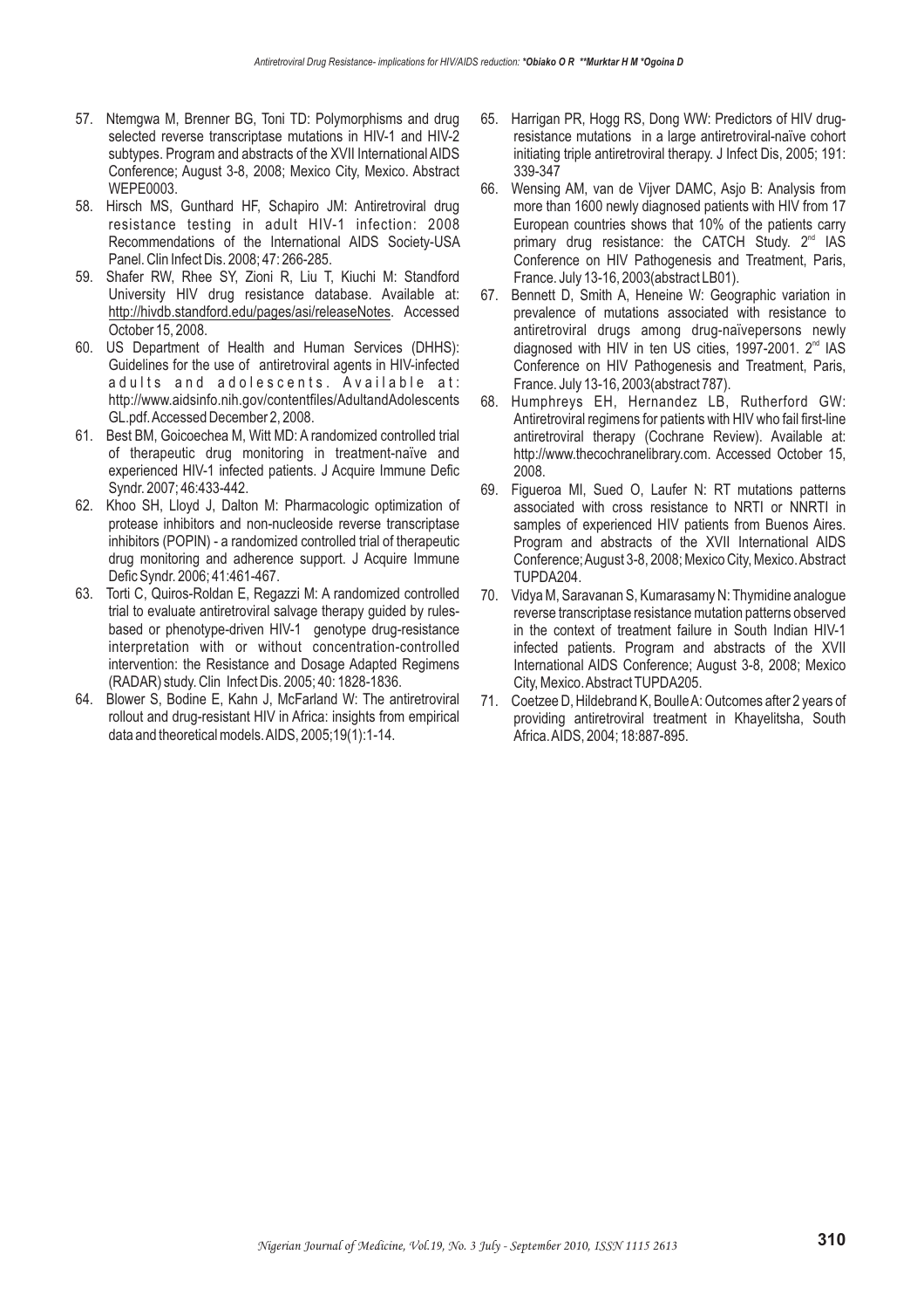57. Ntemgwa M, Brenner BG, Toni TD: Polymorphisms and drug selected reverse transcriptase mutations in HIV-1 and HIV-2 subtypes. Program and abstracts of the XVII International AIDS Conference; August 3-8, 2008; Mexico City, Mexico. Abstract WEPE0003.
58. Hirsch MS, Gunthard HF, Schapiro JM: Antiretroviral drug resistance testing in adult HIV-1 infection: 2008 Recommendations of the International AIDS Society-USA Panel. Clin Infect Dis. 2008; 47: 266-285.
59. Shafer RW, Rhee SY, Zioni R, Liu T, Kiuchi M: Standford University HIV drug resistance database. Available at: http://hivdb.standford.edu/pages/asi/releaseNotes. Accessed October 15, 2008.
60. US Department of Health and Human Services (DHHS): Guidelines for the use of antiretroviral agents in HIV-infected adults and adolescents. Available at: http://www.aidsinfo.nih.gov/contentfiles/AdultandAdolescentsGL.pdf. Accessed December 2, 2008.
61. Best BM, Goicoechea M, Witt MD: A randomized controlled trial of therapeutic drug monitoring in treatment-naïve and experienced HIV-1 infected patients. J Acquire Immune Defic Syndr. 2007; 46:433-442.
62. Khoo SH, Lloyd J, Dalton M: Pharmacologic optimization of protease inhibitors and non-nucleoside reverse transcriptase inhibitors (POPIN) - a randomized controlled trial of therapeutic drug monitoring and adherence support. J Acquire Immune Defic Syndr. 2006; 41:461-467.
63. Torti C, Quiros-Roldan E, Regazzi M: A randomized controlled trial to evaluate antiretroviral salvage therapy guided by rules-based or phenotype-driven HIV-1 genotype drug-resistance interpretation with or without concentration-controlled intervention: the Resistance and Dosage Adapted Regimens (RADAR) study. Clin Infect Dis. 2005; 40: 1828-1836.
64. Blower S, Bodine E, Kahn J, McFarland W: The antiretroviral rollout and drug-resistant HIV in Africa: insights from empirical data and theoretical models. AIDS, 2005;19(1):1-14.
65. Harrigan PR, Hogg RS, Dong WW: Predictors of HIV drug-resistance mutations in a large antiretroviral-naïve cohort initiating triple antiretroviral therapy. J Infect Dis, 2005; 191: 339-347
66. Wensing AM, van de Vijver DAMC, Asjo B: Analysis from more than 1600 newly diagnosed patients with HIV from 17 European countries shows that 10% of the patients carry primary drug resistance: the CATCH Study. 2nd IAS Conference on HIV Pathogenesis and Treatment, Paris, France. July 13-16, 2003(abstract LB01).
67. Bennett D, Smith A, Heneine W: Geographic variation in prevalence of mutations associated with resistance to antiretroviral drugs among drug-naïvepersons newly diagnosed with HIV in ten US cities, 1997-2001. 2nd IAS Conference on HIV Pathogenesis and Treatment, Paris, France. July 13-16, 2003(abstract 787).
68. Humphreys EH, Hernandez LB, Rutherford GW: Antiretroviral regimens for patients with HIV who fail first-line antiretroviral therapy (Cochrane Review). Available at: http://www.thecochranelibrary.com. Accessed October 15, 2008.
69. Figueroa MI, Sued O, Laufer N: RT mutations patterns associated with cross resistance to NRTI or NNRTI in samples of experienced HIV patients from Buenos Aires. Program and abstracts of the XVII International AIDS Conference; August 3-8, 2008; Mexico City, Mexico. Abstract TUPDA204.
70. Vidya M, Saravanan S, Kumarasamy N: Thymidine analogue reverse transcriptase resistance mutation patterns observed in the context of treatment failure in South Indian HIV-1 infected patients. Program and abstracts of the XVII International AIDS Conference; August 3-8, 2008; Mexico City, Mexico. Abstract TUPDA205.
71. Coetzee D, Hildebrand K, Boulle A: Outcomes after 2 years of providing antiretroviral treatment in Khayelitsha, South Africa. AIDS, 2004; 18:887-895.